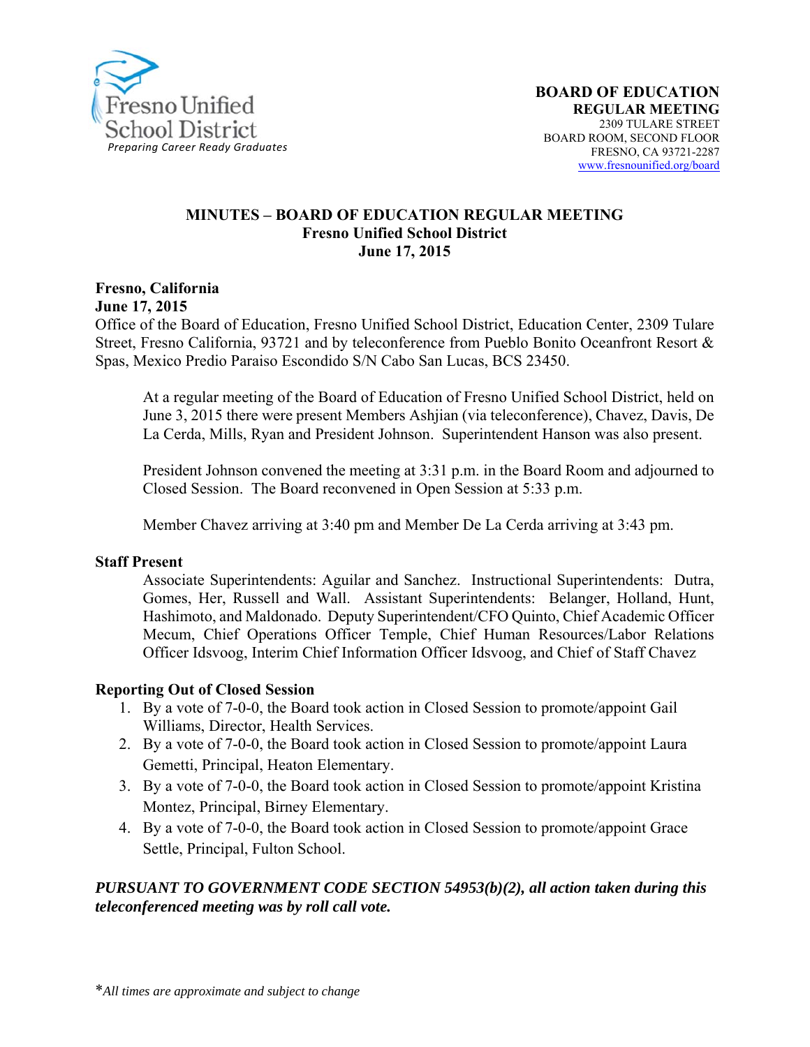Fresno Unified School District
*Preparing Career Ready Graduates*

**BOARD OF EDUCATION**
**REGULAR MEETING**
2309 TULARE STREET
BOARD ROOM, SECOND FLOOR
FRESNO, CA 93721-2287
www.fresnounified.org/board

# MINUTES – BOARD OF EDUCATION REGULAR MEETING
## Fresno Unified School District
## June 17, 2015

**Fresno, California**
**June 17, 2015**
Office of the Board of Education, Fresno Unified School District, Education Center, 2309 Tulare Street, Fresno California, 93721 and by teleconference from Pueblo Bonito Oceanfront Resort & Spas, Mexico Predio Paraiso Escondido S/N Cabo San Lucas, BCS 23450.

At a regular meeting of the Board of Education of Fresno Unified School District, held on June 3, 2015 there were present Members Ashjian (via teleconference), Chavez, Davis, De La Cerda, Mills, Ryan and President Johnson. Superintendent Hanson was also present.

President Johnson convened the meeting at 3:31 p.m. in the Board Room and adjourned to Closed Session. The Board reconvened in Open Session at 5:33 p.m.

Member Chavez arriving at 3:40 pm and Member De La Cerda arriving at 3:43 pm.

**Staff Present**

Associate Superintendents: Aguilar and Sanchez. Instructional Superintendents: Dutra, Gomes, Her, Russell and Wall. Assistant Superintendents: Belanger, Holland, Hunt, Hashimoto, and Maldonado. Deputy Superintendent/CFO Quinto, Chief Academic Officer Mecum, Chief Operations Officer Temple, Chief Human Resources/Labor Relations Officer Idsvoog, Interim Chief Information Officer Idsvoog, and Chief of Staff Chavez

**Reporting Out of Closed Session**

1. By a vote of 7-0-0, the Board took action in Closed Session to promote/appoint Gail Williams, Director, Health Services.
2. By a vote of 7-0-0, the Board took action in Closed Session to promote/appoint Laura Gemetti, Principal, Heaton Elementary.
3. By a vote of 7-0-0, the Board took action in Closed Session to promote/appoint Kristina Montez, Principal, Birney Elementary.
4. By a vote of 7-0-0, the Board took action in Closed Session to promote/appoint Grace Settle, Principal, Fulton School.

***PURSUANT TO GOVERNMENT CODE SECTION 54953(b)(2), all action taken during this teleconferenced meeting was by roll call vote.***

*\*All times are approximate and subject to change*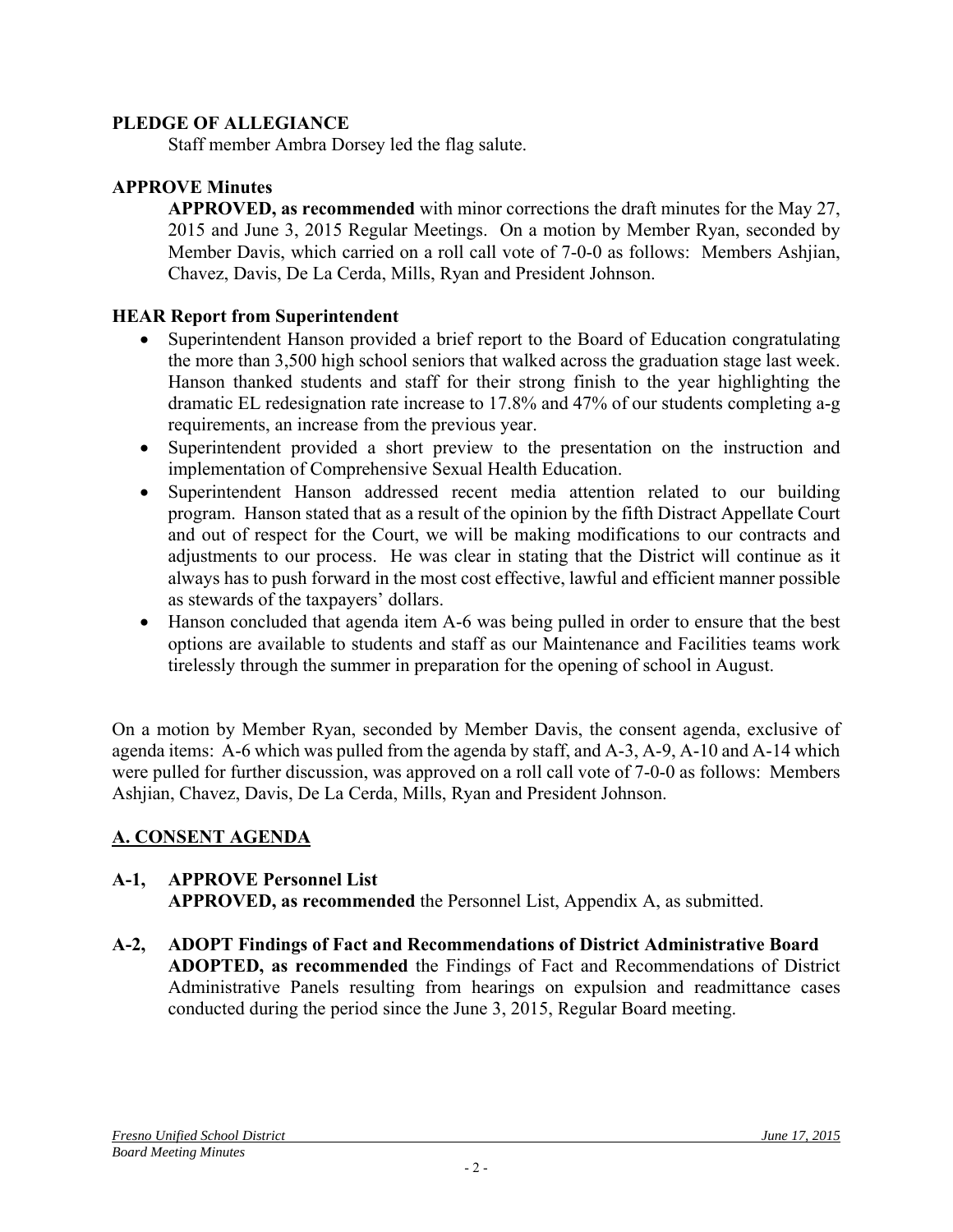**PLEDGE OF ALLEGIANCE**

Staff member Ambra Dorsey led the flag salute.

**APPROVE Minutes**

**APPROVED, as recommended** with minor corrections the draft minutes for the May 27, 2015 and June 3, 2015 Regular Meetings. On a motion by Member Ryan, seconded by Member Davis, which carried on a roll call vote of 7-0-0 as follows: Members Ashjian, Chavez, Davis, De La Cerda, Mills, Ryan and President Johnson.

**HEAR Report from Superintendent**

- Superintendent Hanson provided a brief report to the Board of Education congratulating the more than 3,500 high school seniors that walked across the graduation stage last week. Hanson thanked students and staff for their strong finish to the year highlighting the dramatic EL redesignation rate increase to 17.8% and 47% of our students completing a-g requirements, an increase from the previous year.
- Superintendent provided a short preview to the presentation on the instruction and implementation of Comprehensive Sexual Health Education.
- Superintendent Hanson addressed recent media attention related to our building program. Hanson stated that as a result of the opinion by the fifth Distract Appellate Court and out of respect for the Court, we will be making modifications to our contracts and adjustments to our process. He was clear in stating that the District will continue as it always has to push forward in the most cost effective, lawful and efficient manner possible as stewards of the taxpayers' dollars.
- Hanson concluded that agenda item A-6 was being pulled in order to ensure that the best options are available to students and staff as our Maintenance and Facilities teams work tirelessly through the summer in preparation for the opening of school in August.

On a motion by Member Ryan, seconded by Member Davis, the consent agenda, exclusive of agenda items: A-6 which was pulled from the agenda by staff, and A-3, A-9, A-10 and A-14 which were pulled for further discussion, was approved on a roll call vote of 7-0-0 as follows: Members Ashjian, Chavez, Davis, De La Cerda, Mills, Ryan and President Johnson.

## A. CONSENT AGENDA

**A-1, APPROVE Personnel List**

**APPROVED, as recommended** the Personnel List, Appendix A, as submitted.

**A-2, ADOPT Findings of Fact and Recommendations of District Administrative Board**

**ADOPTED, as recommended** the Findings of Fact and Recommendations of District Administrative Panels resulting from hearings on expulsion and readmittance cases conducted during the period since the June 3, 2015, Regular Board meeting.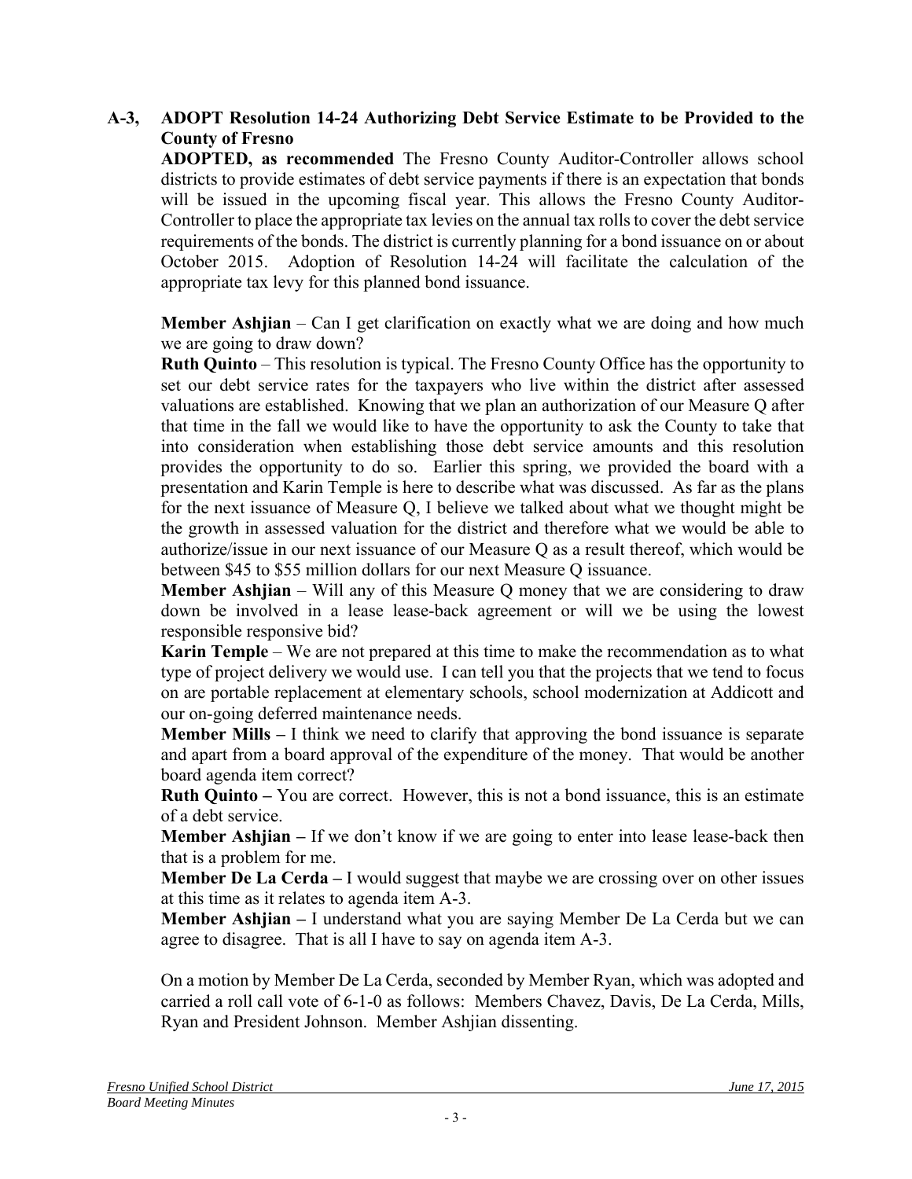**A-3, ADOPT Resolution 14-24 Authorizing Debt Service Estimate to be Provided to the County of Fresno**

**ADOPTED, as recommended** The Fresno County Auditor-Controller allows school districts to provide estimates of debt service payments if there is an expectation that bonds will be issued in the upcoming fiscal year. This allows the Fresno County Auditor-Controller to place the appropriate tax levies on the annual tax rolls to cover the debt service requirements of the bonds. The district is currently planning for a bond issuance on or about October 2015. Adoption of Resolution 14-24 will facilitate the calculation of the appropriate tax levy for this planned bond issuance.

**Member Ashjian** – Can I get clarification on exactly what we are doing and how much we are going to draw down?

**Ruth Quinto** – This resolution is typical. The Fresno County Office has the opportunity to set our debt service rates for the taxpayers who live within the district after assessed valuations are established. Knowing that we plan an authorization of our Measure Q after that time in the fall we would like to have the opportunity to ask the County to take that into consideration when establishing those debt service amounts and this resolution provides the opportunity to do so. Earlier this spring, we provided the board with a presentation and Karin Temple is here to describe what was discussed. As far as the plans for the next issuance of Measure Q, I believe we talked about what we thought might be the growth in assessed valuation for the district and therefore what we would be able to authorize/issue in our next issuance of our Measure Q as a result thereof, which would be between $45 to $55 million dollars for our next Measure Q issuance.

**Member Ashjian** – Will any of this Measure Q money that we are considering to draw down be involved in a lease lease-back agreement or will we be using the lowest responsible responsive bid?

**Karin Temple** – We are not prepared at this time to make the recommendation as to what type of project delivery we would use. I can tell you that the projects that we tend to focus on are portable replacement at elementary schools, school modernization at Addicott and our on-going deferred maintenance needs.

**Member Mills –** I think we need to clarify that approving the bond issuance is separate and apart from a board approval of the expenditure of the money. That would be another board agenda item correct?

**Ruth Quinto –** You are correct. However, this is not a bond issuance, this is an estimate of a debt service.

**Member Ashjian –** If we don't know if we are going to enter into lease lease-back then that is a problem for me.

**Member De La Cerda –** I would suggest that maybe we are crossing over on other issues at this time as it relates to agenda item A-3.

**Member Ashjian –** I understand what you are saying Member De La Cerda but we can agree to disagree. That is all I have to say on agenda item A-3.

On a motion by Member De La Cerda, seconded by Member Ryan, which was adopted and carried a roll call vote of 6-1-0 as follows: Members Chavez, Davis, De La Cerda, Mills, Ryan and President Johnson. Member Ashjian dissenting.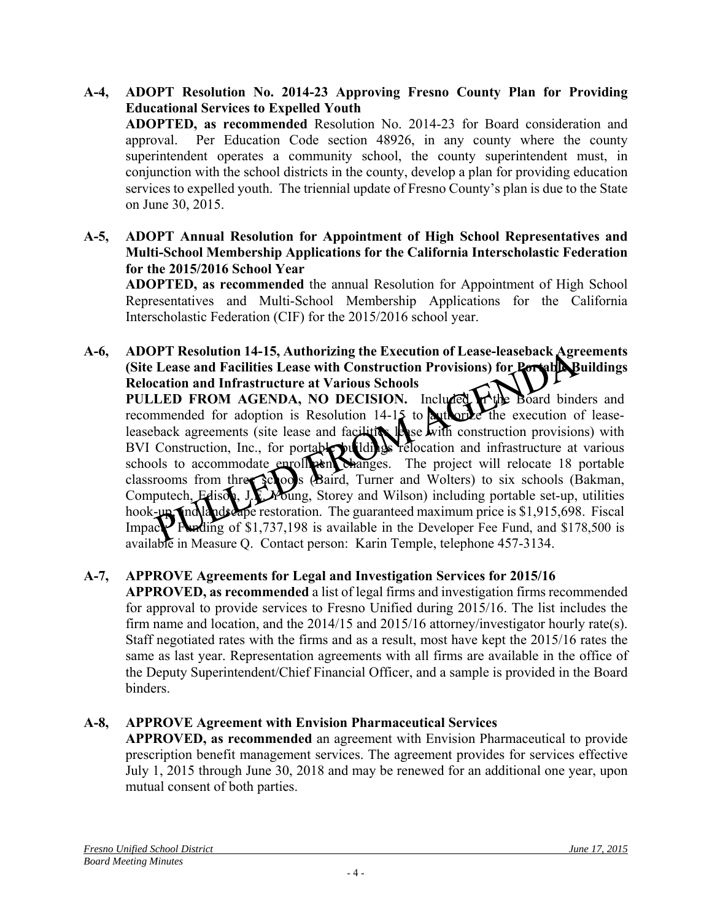**A-4, ADOPT Resolution No. 2014-23 Approving Fresno County Plan for Providing Educational Services to Expelled Youth**

**ADOPTED, as recommended** Resolution No. 2014-23 for Board consideration and approval. Per Education Code section 48926, in any county where the county superintendent operates a community school, the county superintendent must, in conjunction with the school districts in the county, develop a plan for providing education services to expelled youth. The triennial update of Fresno County's plan is due to the State on June 30, 2015.

**A-5, ADOPT Annual Resolution for Appointment of High School Representatives and Multi-School Membership Applications for the California Interscholastic Federation for the 2015/2016 School Year**

**ADOPTED, as recommended** the annual Resolution for Appointment of High School Representatives and Multi-School Membership Applications for the California Interscholastic Federation (CIF) for the 2015/2016 school year.

**A-6, ADOPT Resolution 14-15, Authorizing the Execution of Lease-leaseback Agreements (Site Lease and Facilities Lease with Construction Provisions) for Portable Buildings Relocation and Infrastructure at Various Schools**

**PULLED FROM AGENDA, NO DECISION.** Included in the Board binders and recommended for adoption is Resolution 14-15 to authorize the execution of lease-leaseback agreements (site lease and facilities lease with construction provisions) with BVI Construction, Inc., for portable buildings relocation and infrastructure at various schools to accommodate enrollment changes. The project will relocate 18 portable classrooms from three schools (Baird, Turner and Wolters) to six schools (Bakman, Computech, Edison, J.E. Young, Storey and Wilson) including portable set-up, utilities hook-up and landscape restoration. The guaranteed maximum price is $1,915,698. Fiscal Impact: Funding of $1,737,198 is available in the Developer Fee Fund, and $178,500 is available in Measure Q. Contact person: Karin Temple, telephone 457-3134.

PULLED FROM AGENDA

**A-7, APPROVE Agreements for Legal and Investigation Services for 2015/16**

**APPROVED, as recommended** a list of legal firms and investigation firms recommended for approval to provide services to Fresno Unified during 2015/16. The list includes the firm name and location, and the 2014/15 and 2015/16 attorney/investigator hourly rate(s). Staff negotiated rates with the firms and as a result, most have kept the 2015/16 rates the same as last year. Representation agreements with all firms are available in the office of the Deputy Superintendent/Chief Financial Officer, and a sample is provided in the Board binders.

**A-8, APPROVE Agreement with Envision Pharmaceutical Services**

**APPROVED, as recommended** an agreement with Envision Pharmaceutical to provide prescription benefit management services. The agreement provides for services effective July 1, 2015 through June 30, 2018 and may be renewed for an additional one year, upon mutual consent of both parties.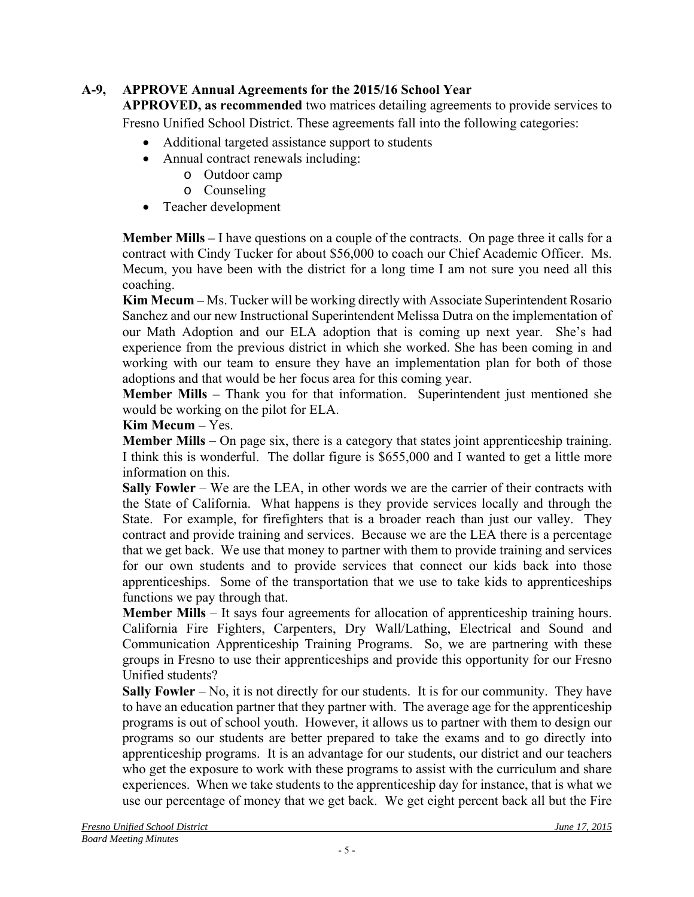**A-9, APPROVE Annual Agreements for the 2015/16 School Year**

**APPROVED, as recommended** two matrices detailing agreements to provide services to Fresno Unified School District. These agreements fall into the following categories:

- Additional targeted assistance support to students
- Annual contract renewals including:
    - Outdoor camp
    - Counseling
- Teacher development

**Member Mills –** I have questions on a couple of the contracts. On page three it calls for a contract with Cindy Tucker for about $56,000 to coach our Chief Academic Officer. Ms. Mecum, you have been with the district for a long time I am not sure you need all this coaching.

**Kim Mecum –** Ms. Tucker will be working directly with Associate Superintendent Rosario Sanchez and our new Instructional Superintendent Melissa Dutra on the implementation of our Math Adoption and our ELA adoption that is coming up next year. She's had experience from the previous district in which she worked. She has been coming in and working with our team to ensure they have an implementation plan for both of those adoptions and that would be her focus area for this coming year.

**Member Mills –** Thank you for that information. Superintendent just mentioned she would be working on the pilot for ELA.

**Kim Mecum –** Yes.

**Member Mills** – On page six, there is a category that states joint apprenticeship training. I think this is wonderful. The dollar figure is $655,000 and I wanted to get a little more information on this.

**Sally Fowler** – We are the LEA, in other words we are the carrier of their contracts with the State of California. What happens is they provide services locally and through the State. For example, for firefighters that is a broader reach than just our valley. They contract and provide training and services. Because we are the LEA there is a percentage that we get back. We use that money to partner with them to provide training and services for our own students and to provide services that connect our kids back into those apprenticeships. Some of the transportation that we use to take kids to apprenticeships functions we pay through that.

**Member Mills** – It says four agreements for allocation of apprenticeship training hours. California Fire Fighters, Carpenters, Dry Wall/Lathing, Electrical and Sound and Communication Apprenticeship Training Programs. So, we are partnering with these groups in Fresno to use their apprenticeships and provide this opportunity for our Fresno Unified students?

**Sally Fowler** – No, it is not directly for our students. It is for our community. They have to have an education partner that they partner with. The average age for the apprenticeship programs is out of school youth. However, it allows us to partner with them to design our programs so our students are better prepared to take the exams and to go directly into apprenticeship programs. It is an advantage for our students, our district and our teachers who get the exposure to work with these programs to assist with the curriculum and share experiences. When we take students to the apprenticeship day for instance, that is what we use our percentage of money that we get back. We get eight percent back all but the Fire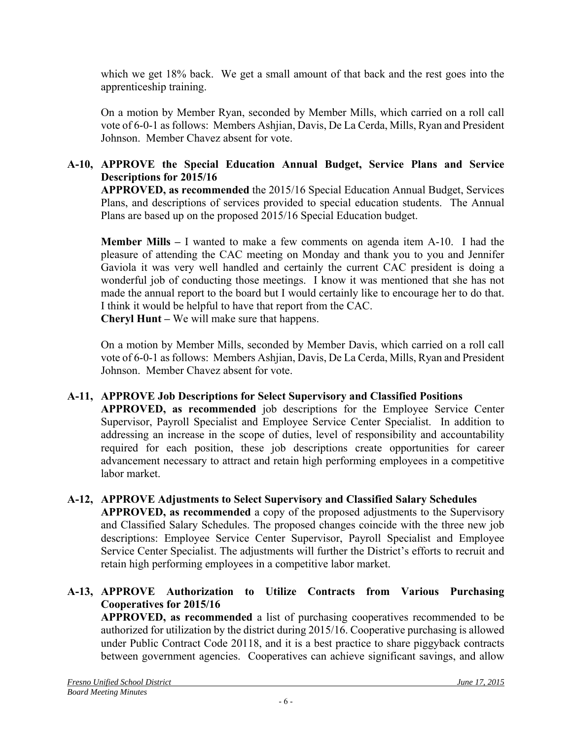which we get 18% back. We get a small amount of that back and the rest goes into the apprenticeship training.

On a motion by Member Ryan, seconded by Member Mills, which carried on a roll call vote of 6-0-1 as follows: Members Ashjian, Davis, De La Cerda, Mills, Ryan and President Johnson. Member Chavez absent for vote.

**A-10, APPROVE the Special Education Annual Budget, Service Plans and Service Descriptions for 2015/16**

**APPROVED, as recommended** the 2015/16 Special Education Annual Budget, Services Plans, and descriptions of services provided to special education students. The Annual Plans are based up on the proposed 2015/16 Special Education budget.

**Member Mills –** I wanted to make a few comments on agenda item A-10. I had the pleasure of attending the CAC meeting on Monday and thank you to you and Jennifer Gaviola it was very well handled and certainly the current CAC president is doing a wonderful job of conducting those meetings. I know it was mentioned that she has not made the annual report to the board but I would certainly like to encourage her to do that. I think it would be helpful to have that report from the CAC.

**Cheryl Hunt –** We will make sure that happens.

On a motion by Member Mills, seconded by Member Davis, which carried on a roll call vote of 6-0-1 as follows: Members Ashjian, Davis, De La Cerda, Mills, Ryan and President Johnson. Member Chavez absent for vote.

**A-11, APPROVE Job Descriptions for Select Supervisory and Classified Positions**

**APPROVED, as recommended** job descriptions for the Employee Service Center Supervisor, Payroll Specialist and Employee Service Center Specialist. In addition to addressing an increase in the scope of duties, level of responsibility and accountability required for each position, these job descriptions create opportunities for career advancement necessary to attract and retain high performing employees in a competitive labor market.

**A-12, APPROVE Adjustments to Select Supervisory and Classified Salary Schedules**

**APPROVED, as recommended** a copy of the proposed adjustments to the Supervisory and Classified Salary Schedules. The proposed changes coincide with the three new job descriptions: Employee Service Center Supervisor, Payroll Specialist and Employee Service Center Specialist. The adjustments will further the District's efforts to recruit and retain high performing employees in a competitive labor market.

**A-13, APPROVE Authorization to Utilize Contracts from Various Purchasing Cooperatives for 2015/16**

**APPROVED, as recommended** a list of purchasing cooperatives recommended to be authorized for utilization by the district during 2015/16. Cooperative purchasing is allowed under Public Contract Code 20118, and it is a best practice to share piggyback contracts between government agencies. Cooperatives can achieve significant savings, and allow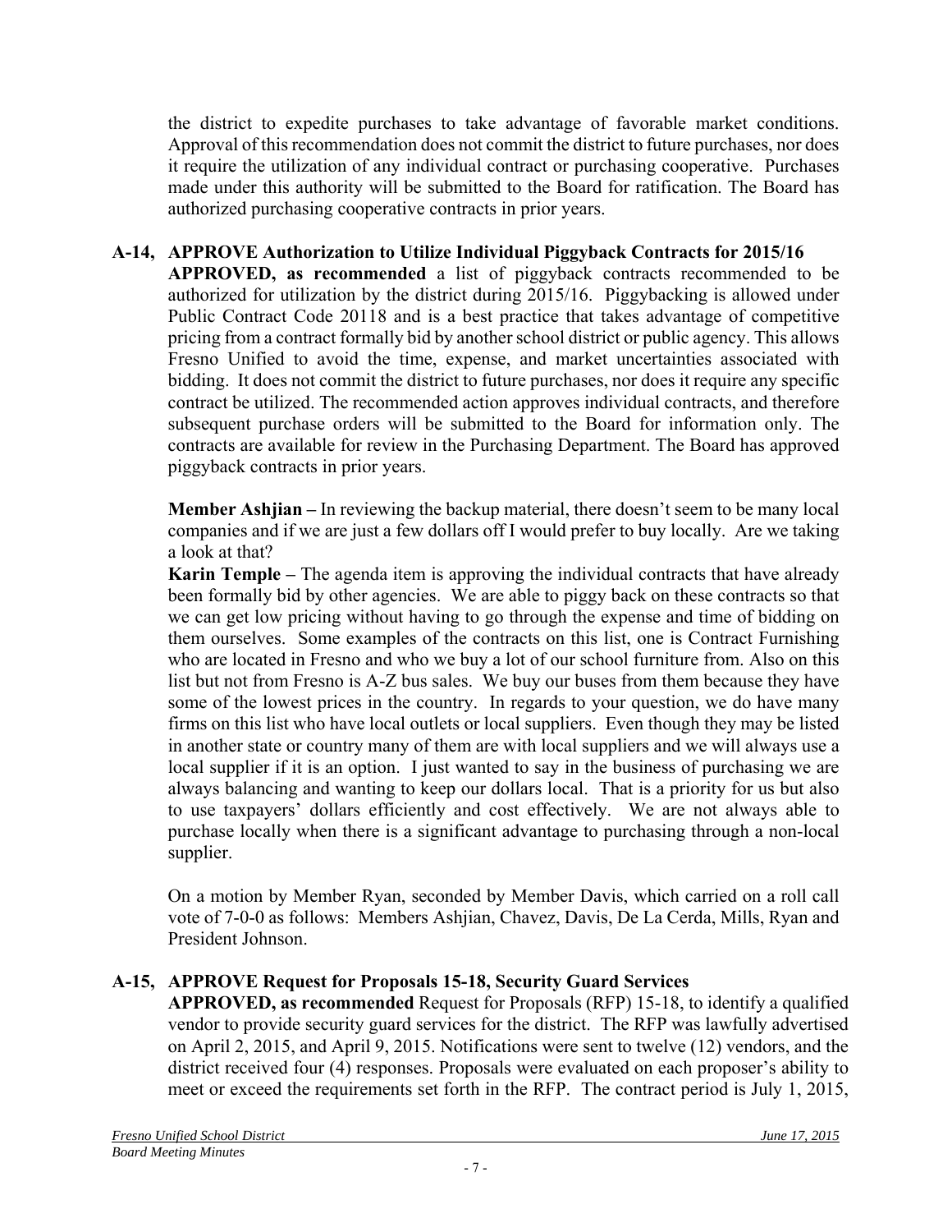the district to expedite purchases to take advantage of favorable market conditions. Approval of this recommendation does not commit the district to future purchases, nor does it require the utilization of any individual contract or purchasing cooperative. Purchases made under this authority will be submitted to the Board for ratification. The Board has authorized purchasing cooperative contracts in prior years.

**A-14, APPROVE Authorization to Utilize Individual Piggyback Contracts for 2015/16**

**APPROVED, as recommended** a list of piggyback contracts recommended to be authorized for utilization by the district during 2015/16. Piggybacking is allowed under Public Contract Code 20118 and is a best practice that takes advantage of competitive pricing from a contract formally bid by another school district or public agency. This allows Fresno Unified to avoid the time, expense, and market uncertainties associated with bidding. It does not commit the district to future purchases, nor does it require any specific contract be utilized. The recommended action approves individual contracts, and therefore subsequent purchase orders will be submitted to the Board for information only. The contracts are available for review in the Purchasing Department. The Board has approved piggyback contracts in prior years.

**Member Ashjian –** In reviewing the backup material, there doesn't seem to be many local companies and if we are just a few dollars off I would prefer to buy locally. Are we taking a look at that?

**Karin Temple –** The agenda item is approving the individual contracts that have already been formally bid by other agencies. We are able to piggy back on these contracts so that we can get low pricing without having to go through the expense and time of bidding on them ourselves. Some examples of the contracts on this list, one is Contract Furnishing who are located in Fresno and who we buy a lot of our school furniture from. Also on this list but not from Fresno is A-Z bus sales. We buy our buses from them because they have some of the lowest prices in the country. In regards to your question, we do have many firms on this list who have local outlets or local suppliers. Even though they may be listed in another state or country many of them are with local suppliers and we will always use a local supplier if it is an option. I just wanted to say in the business of purchasing we are always balancing and wanting to keep our dollars local. That is a priority for us but also to use taxpayers' dollars efficiently and cost effectively. We are not always able to purchase locally when there is a significant advantage to purchasing through a non-local supplier.

On a motion by Member Ryan, seconded by Member Davis, which carried on a roll call vote of 7-0-0 as follows: Members Ashjian, Chavez, Davis, De La Cerda, Mills, Ryan and President Johnson.

**A-15, APPROVE Request for Proposals 15-18, Security Guard Services**

**APPROVED, as recommended** Request for Proposals (RFP) 15-18, to identify a qualified vendor to provide security guard services for the district. The RFP was lawfully advertised on April 2, 2015, and April 9, 2015. Notifications were sent to twelve (12) vendors, and the district received four (4) responses. Proposals were evaluated on each proposer's ability to meet or exceed the requirements set forth in the RFP. The contract period is July 1, 2015,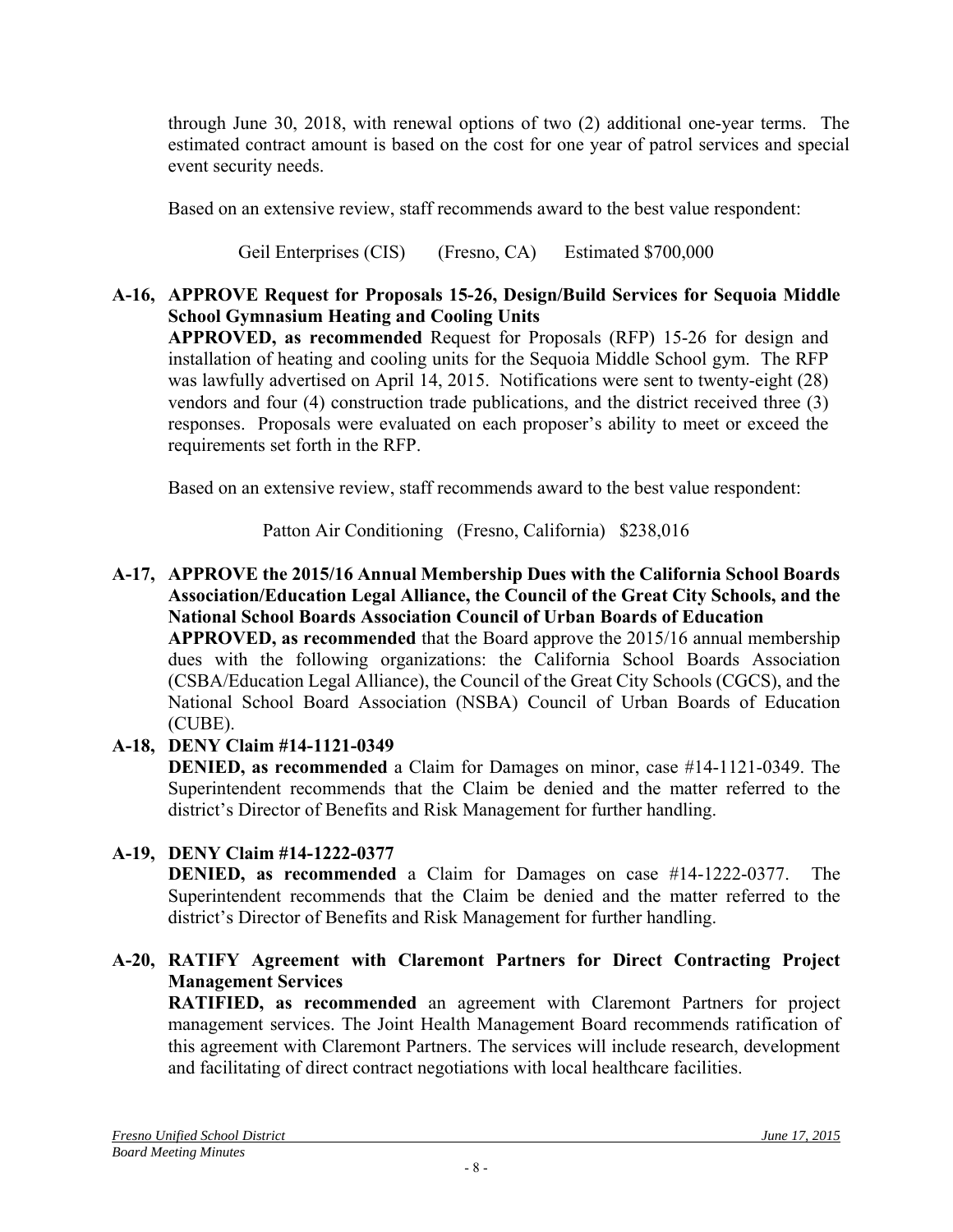through June 30, 2018, with renewal options of two (2) additional one-year terms. The estimated contract amount is based on the cost for one year of patrol services and special event security needs.

Based on an extensive review, staff recommends award to the best value respondent:

Geil Enterprises (CIS) (Fresno, CA) Estimated $700,000

**A-16, APPROVE Request for Proposals 15-26, Design/Build Services for Sequoia Middle School Gymnasium Heating and Cooling Units**

**APPROVED, as recommended** Request for Proposals (RFP) 15-26 for design and installation of heating and cooling units for the Sequoia Middle School gym. The RFP was lawfully advertised on April 14, 2015. Notifications were sent to twenty-eight (28) vendors and four (4) construction trade publications, and the district received three (3) responses. Proposals were evaluated on each proposer's ability to meet or exceed the requirements set forth in the RFP.

Based on an extensive review, staff recommends award to the best value respondent:

Patton Air Conditioning (Fresno, California) $238,016

**A-17, APPROVE the 2015/16 Annual Membership Dues with the California School Boards Association/Education Legal Alliance, the Council of the Great City Schools, and the National School Boards Association Council of Urban Boards of Education**

**APPROVED, as recommended** that the Board approve the 2015/16 annual membership dues with the following organizations: the California School Boards Association (CSBA/Education Legal Alliance), the Council of the Great City Schools (CGCS), and the National School Board Association (NSBA) Council of Urban Boards of Education (CUBE).

**A-18, DENY Claim #14-1121-0349**

**DENIED, as recommended** a Claim for Damages on minor, case #14-1121-0349. The Superintendent recommends that the Claim be denied and the matter referred to the district's Director of Benefits and Risk Management for further handling.

**A-19, DENY Claim #14-1222-0377**

**DENIED, as recommended** a Claim for Damages on case #14-1222-0377. The Superintendent recommends that the Claim be denied and the matter referred to the district's Director of Benefits and Risk Management for further handling.

**A-20, RATIFY Agreement with Claremont Partners for Direct Contracting Project Management Services**

**RATIFIED, as recommended** an agreement with Claremont Partners for project management services. The Joint Health Management Board recommends ratification of this agreement with Claremont Partners. The services will include research, development and facilitating of direct contract negotiations with local healthcare facilities.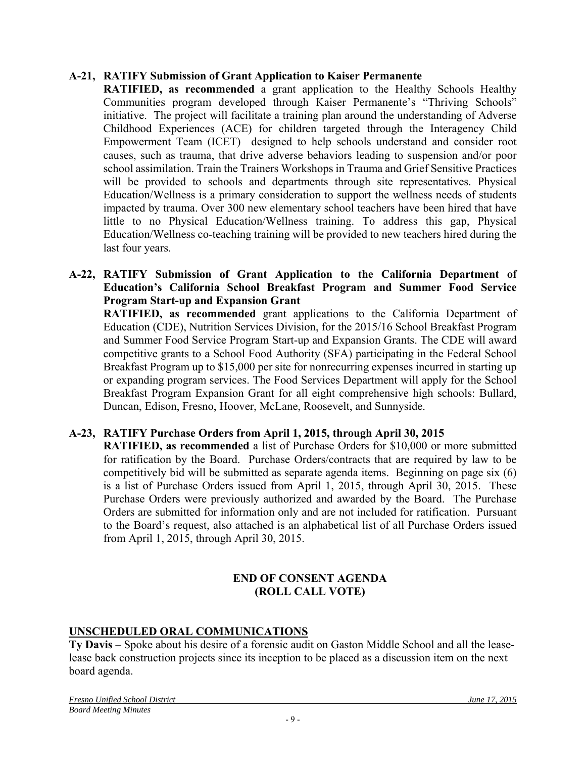**A-21, RATIFY Submission of Grant Application to Kaiser Permanente**

**RATIFIED, as recommended** a grant application to the Healthy Schools Healthy Communities program developed through Kaiser Permanente's "Thriving Schools" initiative. The project will facilitate a training plan around the understanding of Adverse Childhood Experiences (ACE) for children targeted through the Interagency Child Empowerment Team (ICET) designed to help schools understand and consider root causes, such as trauma, that drive adverse behaviors leading to suspension and/or poor school assimilation. Train the Trainers Workshops in Trauma and Grief Sensitive Practices will be provided to schools and departments through site representatives. Physical Education/Wellness is a primary consideration to support the wellness needs of students impacted by trauma. Over 300 new elementary school teachers have been hired that have little to no Physical Education/Wellness training. To address this gap, Physical Education/Wellness co-teaching training will be provided to new teachers hired during the last four years.

**A-22, RATIFY Submission of Grant Application to the California Department of Education's California School Breakfast Program and Summer Food Service Program Start-up and Expansion Grant**

**RATIFIED, as recommended** grant applications to the California Department of Education (CDE), Nutrition Services Division, for the 2015/16 School Breakfast Program and Summer Food Service Program Start-up and Expansion Grants. The CDE will award competitive grants to a School Food Authority (SFA) participating in the Federal School Breakfast Program up to $15,000 per site for nonrecurring expenses incurred in starting up or expanding program services. The Food Services Department will apply for the School Breakfast Program Expansion Grant for all eight comprehensive high schools: Bullard, Duncan, Edison, Fresno, Hoover, McLane, Roosevelt, and Sunnyside.

**A-23, RATIFY Purchase Orders from April 1, 2015, through April 30, 2015**

**RATIFIED, as recommended** a list of Purchase Orders for $10,000 or more submitted for ratification by the Board. Purchase Orders/contracts that are required by law to be competitively bid will be submitted as separate agenda items. Beginning on page six (6) is a list of Purchase Orders issued from April 1, 2015, through April 30, 2015. These Purchase Orders were previously authorized and awarded by the Board. The Purchase Orders are submitted for information only and are not included for ratification. Pursuant to the Board's request, also attached is an alphabetical list of all Purchase Orders issued from April 1, 2015, through April 30, 2015.

**END OF CONSENT AGENDA**
**(ROLL CALL VOTE)**

## UNSCHEDULED ORAL COMMUNICATIONS

**Ty Davis** – Spoke about his desire of a forensic audit on Gaston Middle School and all the lease-lease back construction projects since its inception to be placed as a discussion item on the next board agenda.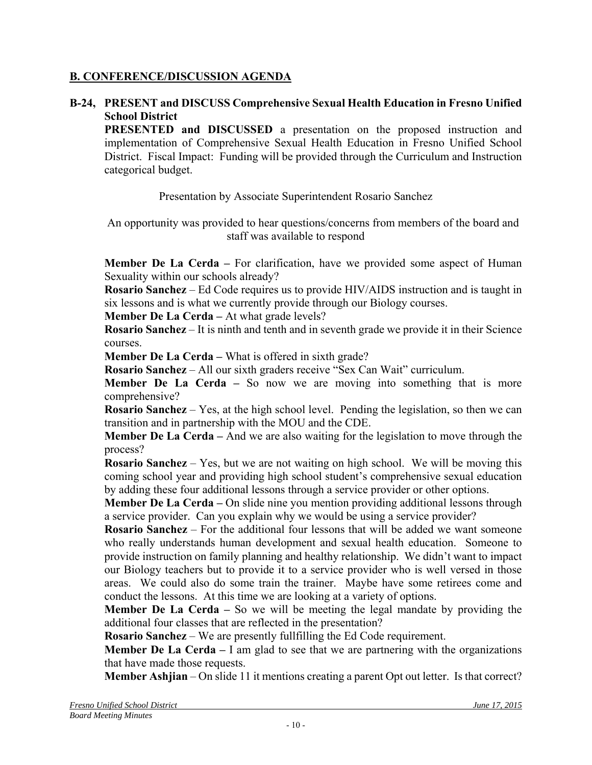## B. CONFERENCE/DISCUSSION AGENDA

**B-24, PRESENT and DISCUSS Comprehensive Sexual Health Education in Fresno Unified School District**

**PRESENTED and DISCUSSED** a presentation on the proposed instruction and implementation of Comprehensive Sexual Health Education in Fresno Unified School District. Fiscal Impact: Funding will be provided through the Curriculum and Instruction categorical budget.

Presentation by Associate Superintendent Rosario Sanchez

An opportunity was provided to hear questions/concerns from members of the board and staff was available to respond

**Member De La Cerda –** For clarification, have we provided some aspect of Human Sexuality within our schools already?

**Rosario Sanchez** – Ed Code requires us to provide HIV/AIDS instruction and is taught in six lessons and is what we currently provide through our Biology courses.

**Member De La Cerda –** At what grade levels?

**Rosario Sanchez** – It is ninth and tenth and in seventh grade we provide it in their Science courses.

**Member De La Cerda –** What is offered in sixth grade?

**Rosario Sanchez** – All our sixth graders receive "Sex Can Wait" curriculum.

**Member De La Cerda –** So now we are moving into something that is more comprehensive?

**Rosario Sanchez** – Yes, at the high school level. Pending the legislation, so then we can transition and in partnership with the MOU and the CDE.

**Member De La Cerda –** And we are also waiting for the legislation to move through the process?

**Rosario Sanchez** – Yes, but we are not waiting on high school. We will be moving this coming school year and providing high school student's comprehensive sexual education by adding these four additional lessons through a service provider or other options.

**Member De La Cerda –** On slide nine you mention providing additional lessons through a service provider. Can you explain why we would be using a service provider?

**Rosario Sanchez** – For the additional four lessons that will be added we want someone who really understands human development and sexual health education. Someone to provide instruction on family planning and healthy relationship. We didn't want to impact our Biology teachers but to provide it to a service provider who is well versed in those areas. We could also do some train the trainer. Maybe have some retirees come and conduct the lessons. At this time we are looking at a variety of options.

**Member De La Cerda –** So we will be meeting the legal mandate by providing the additional four classes that are reflected in the presentation?

**Rosario Sanchez** – We are presently fullfilling the Ed Code requirement.

**Member De La Cerda –** I am glad to see that we are partnering with the organizations that have made those requests.

**Member Ashjian** – On slide 11 it mentions creating a parent Opt out letter. Is that correct?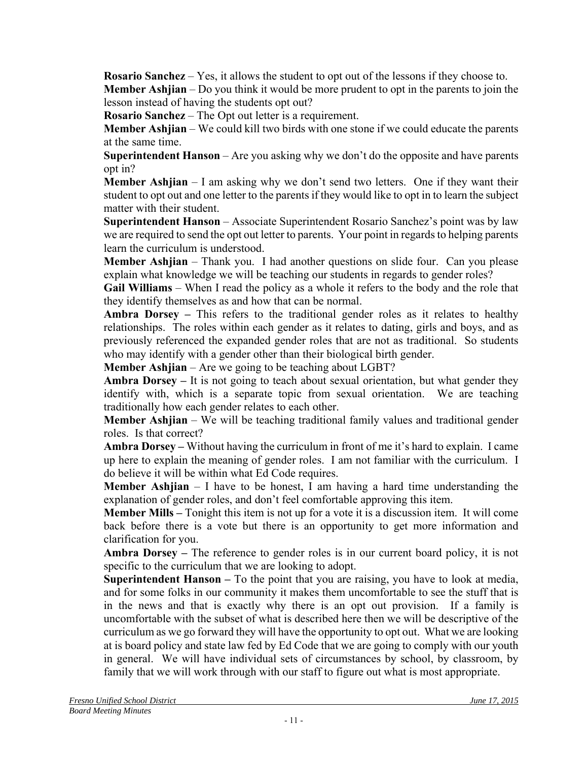**Rosario Sanchez** – Yes, it allows the student to opt out of the lessons if they choose to.

**Member Ashjian** – Do you think it would be more prudent to opt in the parents to join the lesson instead of having the students opt out?

**Rosario Sanchez** – The Opt out letter is a requirement.

**Member Ashjian** – We could kill two birds with one stone if we could educate the parents at the same time.

**Superintendent Hanson** – Are you asking why we don't do the opposite and have parents opt in?

**Member Ashjian** – I am asking why we don't send two letters. One if they want their student to opt out and one letter to the parents if they would like to opt in to learn the subject matter with their student.

**Superintendent Hanson** – Associate Superintendent Rosario Sanchez's point was by law we are required to send the opt out letter to parents. Your point in regards to helping parents learn the curriculum is understood.

**Member Ashjian** – Thank you. I had another questions on slide four. Can you please explain what knowledge we will be teaching our students in regards to gender roles?

**Gail Williams** – When I read the policy as a whole it refers to the body and the role that they identify themselves as and how that can be normal.

**Ambra Dorsey –** This refers to the traditional gender roles as it relates to healthy relationships. The roles within each gender as it relates to dating, girls and boys, and as previously referenced the expanded gender roles that are not as traditional. So students who may identify with a gender other than their biological birth gender.

**Member Ashjian** – Are we going to be teaching about LGBT?

**Ambra Dorsey –** It is not going to teach about sexual orientation, but what gender they identify with, which is a separate topic from sexual orientation. We are teaching traditionally how each gender relates to each other.

**Member Ashjian** – We will be teaching traditional family values and traditional gender roles. Is that correct?

**Ambra Dorsey –** Without having the curriculum in front of me it's hard to explain. I came up here to explain the meaning of gender roles. I am not familiar with the curriculum. I do believe it will be within what Ed Code requires.

**Member Ashjian** – I have to be honest, I am having a hard time understanding the explanation of gender roles, and don't feel comfortable approving this item.

**Member Mills –** Tonight this item is not up for a vote it is a discussion item. It will come back before there is a vote but there is an opportunity to get more information and clarification for you.

**Ambra Dorsey –** The reference to gender roles is in our current board policy, it is not specific to the curriculum that we are looking to adopt.

**Superintendent Hanson –** To the point that you are raising, you have to look at media, and for some folks in our community it makes them uncomfortable to see the stuff that is in the news and that is exactly why there is an opt out provision. If a family is uncomfortable with the subset of what is described here then we will be descriptive of the curriculum as we go forward they will have the opportunity to opt out. What we are looking at is board policy and state law fed by Ed Code that we are going to comply with our youth in general. We will have individual sets of circumstances by school, by classroom, by family that we will work through with our staff to figure out what is most appropriate.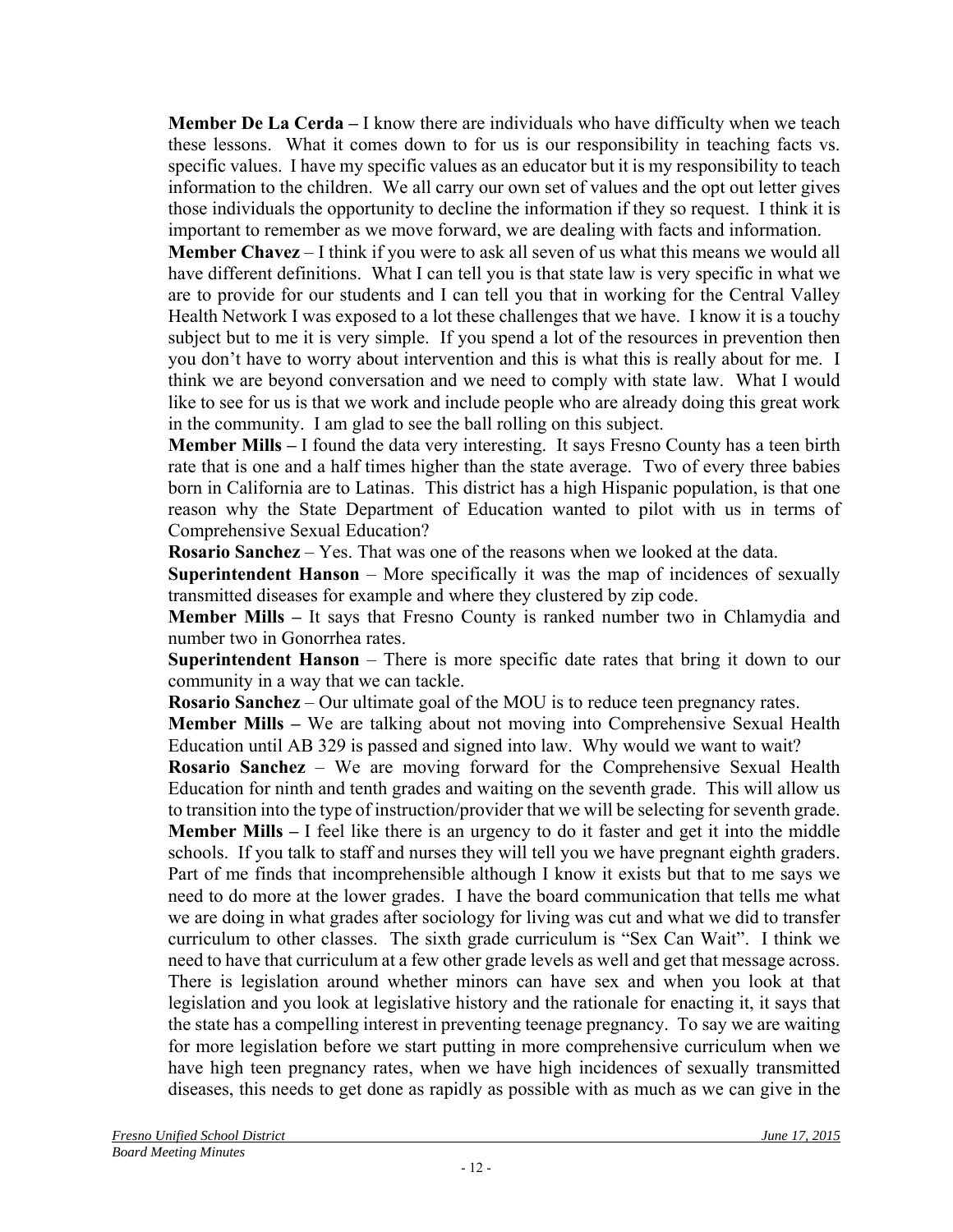**Member De La Cerda –** I know there are individuals who have difficulty when we teach these lessons. What it comes down to for us is our responsibility in teaching facts vs. specific values. I have my specific values as an educator but it is my responsibility to teach information to the children. We all carry our own set of values and the opt out letter gives those individuals the opportunity to decline the information if they so request. I think it is important to remember as we move forward, we are dealing with facts and information.

**Member Chavez** – I think if you were to ask all seven of us what this means we would all have different definitions. What I can tell you is that state law is very specific in what we are to provide for our students and I can tell you that in working for the Central Valley Health Network I was exposed to a lot these challenges that we have. I know it is a touchy subject but to me it is very simple. If you spend a lot of the resources in prevention then you don't have to worry about intervention and this is what this is really about for me. I think we are beyond conversation and we need to comply with state law. What I would like to see for us is that we work and include people who are already doing this great work in the community. I am glad to see the ball rolling on this subject.

**Member Mills –** I found the data very interesting. It says Fresno County has a teen birth rate that is one and a half times higher than the state average. Two of every three babies born in California are to Latinas. This district has a high Hispanic population, is that one reason why the State Department of Education wanted to pilot with us in terms of Comprehensive Sexual Education?

**Rosario Sanchez** – Yes. That was one of the reasons when we looked at the data.

**Superintendent Hanson** – More specifically it was the map of incidences of sexually transmitted diseases for example and where they clustered by zip code.

**Member Mills –** It says that Fresno County is ranked number two in Chlamydia and number two in Gonorrhea rates.

**Superintendent Hanson** – There is more specific date rates that bring it down to our community in a way that we can tackle.

**Rosario Sanchez** – Our ultimate goal of the MOU is to reduce teen pregnancy rates.

**Member Mills –** We are talking about not moving into Comprehensive Sexual Health Education until AB 329 is passed and signed into law. Why would we want to wait?

**Rosario Sanchez** – We are moving forward for the Comprehensive Sexual Health Education for ninth and tenth grades and waiting on the seventh grade. This will allow us to transition into the type of instruction/provider that we will be selecting for seventh grade.

**Member Mills –** I feel like there is an urgency to do it faster and get it into the middle schools. If you talk to staff and nurses they will tell you we have pregnant eighth graders. Part of me finds that incomprehensible although I know it exists but that to me says we need to do more at the lower grades. I have the board communication that tells me what we are doing in what grades after sociology for living was cut and what we did to transfer curriculum to other classes. The sixth grade curriculum is "Sex Can Wait". I think we need to have that curriculum at a few other grade levels as well and get that message across. There is legislation around whether minors can have sex and when you look at that legislation and you look at legislative history and the rationale for enacting it, it says that the state has a compelling interest in preventing teenage pregnancy. To say we are waiting for more legislation before we start putting in more comprehensive curriculum when we have high teen pregnancy rates, when we have high incidences of sexually transmitted diseases, this needs to get done as rapidly as possible with as much as we can give in the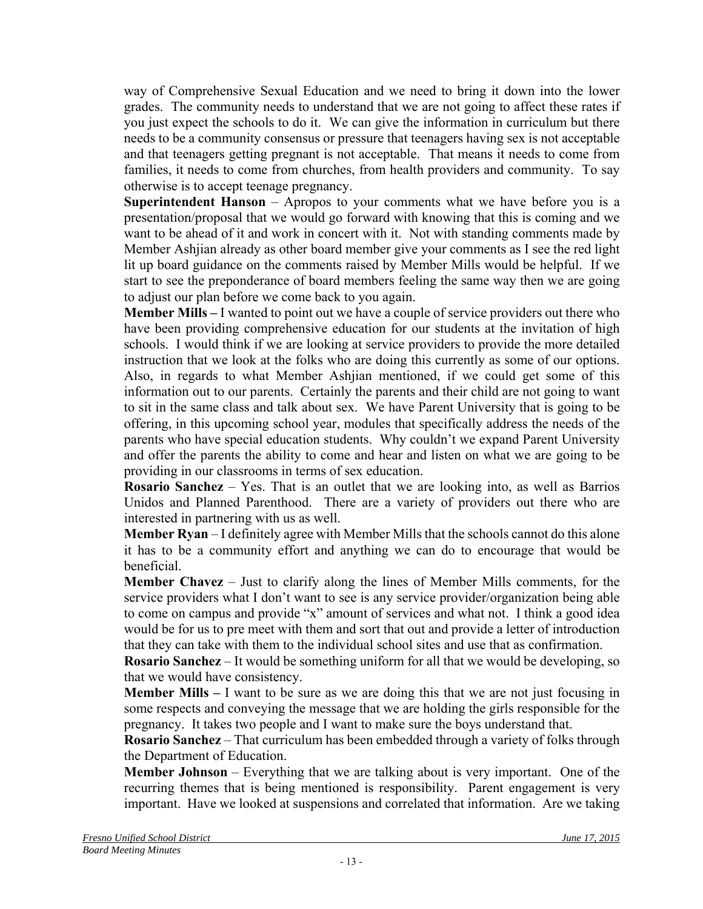way of Comprehensive Sexual Education and we need to bring it down into the lower grades. The community needs to understand that we are not going to affect these rates if you just expect the schools to do it. We can give the information in curriculum but there needs to be a community consensus or pressure that teenagers having sex is not acceptable and that teenagers getting pregnant is not acceptable. That means it needs to come from families, it needs to come from churches, from health providers and community. To say otherwise is to accept teenage pregnancy.

**Superintendent Hanson** – Apropos to your comments what we have before you is a presentation/proposal that we would go forward with knowing that this is coming and we want to be ahead of it and work in concert with it. Not with standing comments made by Member Ashjian already as other board member give your comments as I see the red light lit up board guidance on the comments raised by Member Mills would be helpful. If we start to see the preponderance of board members feeling the same way then we are going to adjust our plan before we come back to you again.

**Member Mills –** I wanted to point out we have a couple of service providers out there who have been providing comprehensive education for our students at the invitation of high schools. I would think if we are looking at service providers to provide the more detailed instruction that we look at the folks who are doing this currently as some of our options. Also, in regards to what Member Ashjian mentioned, if we could get some of this information out to our parents. Certainly the parents and their child are not going to want to sit in the same class and talk about sex. We have Parent University that is going to be offering, in this upcoming school year, modules that specifically address the needs of the parents who have special education students. Why couldn't we expand Parent University and offer the parents the ability to come and hear and listen on what we are going to be providing in our classrooms in terms of sex education.

**Rosario Sanchez** – Yes. That is an outlet that we are looking into, as well as Barrios Unidos and Planned Parenthood. There are a variety of providers out there who are interested in partnering with us as well.

**Member Ryan** – I definitely agree with Member Mills that the schools cannot do this alone it has to be a community effort and anything we can do to encourage that would be beneficial.

**Member Chavez** – Just to clarify along the lines of Member Mills comments, for the service providers what I don't want to see is any service provider/organization being able to come on campus and provide "x" amount of services and what not. I think a good idea would be for us to pre meet with them and sort that out and provide a letter of introduction that they can take with them to the individual school sites and use that as confirmation.

**Rosario Sanchez** – It would be something uniform for all that we would be developing, so that we would have consistency.

**Member Mills –** I want to be sure as we are doing this that we are not just focusing in some respects and conveying the message that we are holding the girls responsible for the pregnancy. It takes two people and I want to make sure the boys understand that.

**Rosario Sanchez** – That curriculum has been embedded through a variety of folks through the Department of Education.

**Member Johnson** – Everything that we are talking about is very important. One of the recurring themes that is being mentioned is responsibility. Parent engagement is very important. Have we looked at suspensions and correlated that information. Are we taking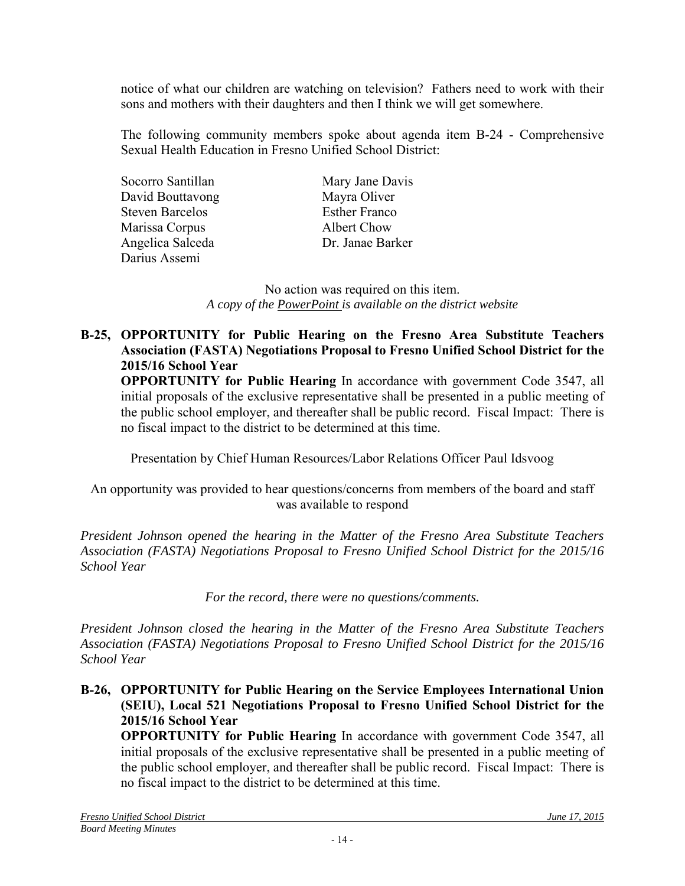notice of what our children are watching on television? Fathers need to work with their sons and mothers with their daughters and then I think we will get somewhere.

The following community members spoke about agenda item B-24 - Comprehensive Sexual Health Education in Fresno Unified School District:

Socorro Santillan
David Bouttavong
Steven Barcelos
Marissa Corpus
Angelica Salceda
Darius Assemi
Mary Jane Davis
Mayra Oliver
Esther Franco
Albert Chow
Dr. Janae Barker

No action was required on this item.
*A copy of the PowerPoint is available on the district website*

**B-25, OPPORTUNITY for Public Hearing on the Fresno Area Substitute Teachers Association (FASTA) Negotiations Proposal to Fresno Unified School District for the 2015/16 School Year**

**OPPORTUNITY for Public Hearing** In accordance with government Code 3547, all initial proposals of the exclusive representative shall be presented in a public meeting of the public school employer, and thereafter shall be public record. Fiscal Impact: There is no fiscal impact to the district to be determined at this time.

Presentation by Chief Human Resources/Labor Relations Officer Paul Idsvoog

An opportunity was provided to hear questions/concerns from members of the board and staff was available to respond

*President Johnson opened the hearing in the Matter of the Fresno Area Substitute Teachers Association (FASTA) Negotiations Proposal to Fresno Unified School District for the 2015/16 School Year*

*For the record, there were no questions/comments.*

*President Johnson closed the hearing in the Matter of the Fresno Area Substitute Teachers Association (FASTA) Negotiations Proposal to Fresno Unified School District for the 2015/16 School Year*

**B-26, OPPORTUNITY for Public Hearing on the Service Employees International Union (SEIU), Local 521 Negotiations Proposal to Fresno Unified School District for the 2015/16 School Year**

**OPPORTUNITY for Public Hearing** In accordance with government Code 3547, all initial proposals of the exclusive representative shall be presented in a public meeting of the public school employer, and thereafter shall be public record. Fiscal Impact: There is no fiscal impact to the district to be determined at this time.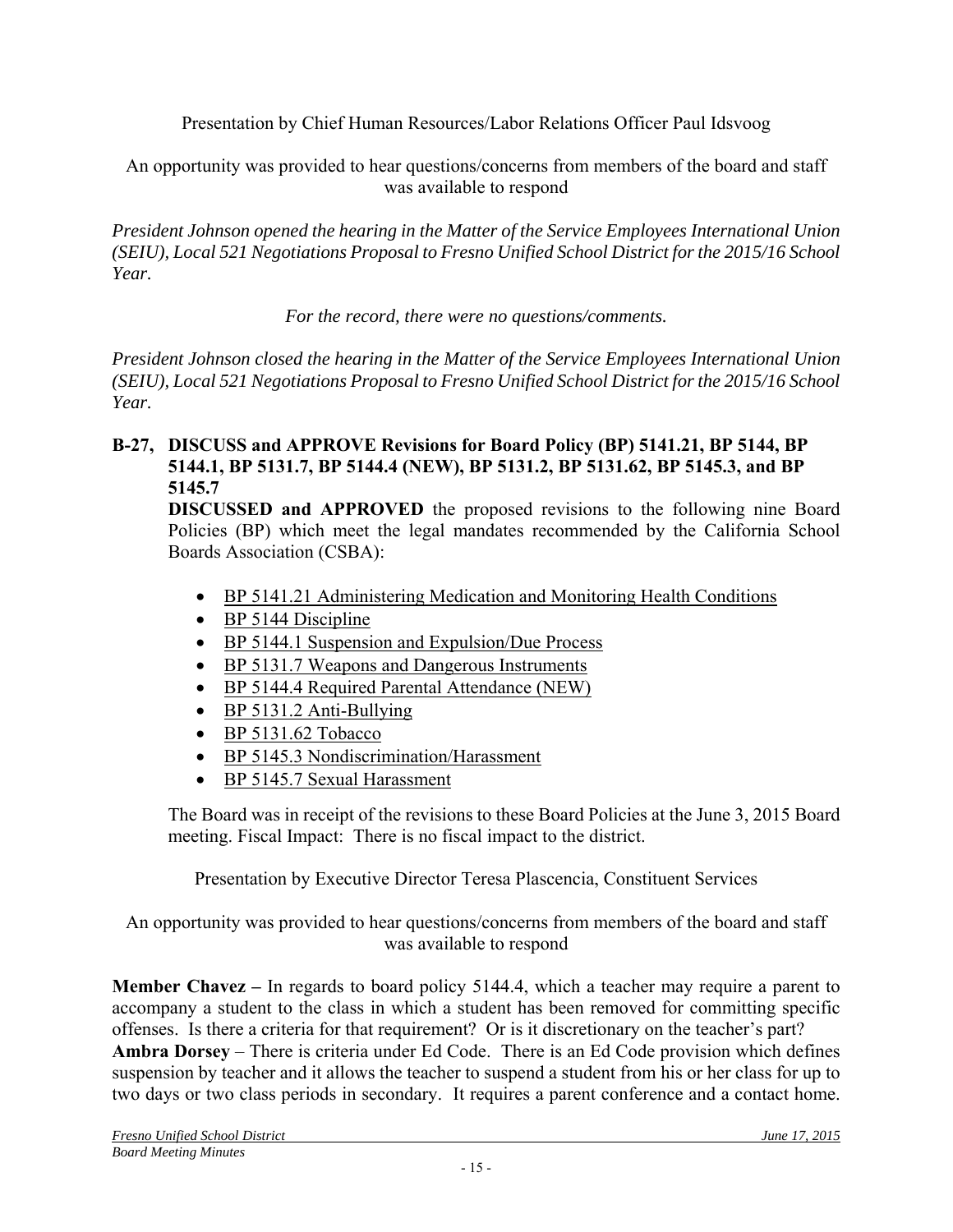Presentation by Chief Human Resources/Labor Relations Officer Paul Idsvoog

An opportunity was provided to hear questions/concerns from members of the board and staff was available to respond

*President Johnson opened the hearing in the Matter of the Service Employees International Union (SEIU), Local 521 Negotiations Proposal to Fresno Unified School District for the 2015/16 School Year.*

*For the record, there were no questions/comments.*

*President Johnson closed the hearing in the Matter of the Service Employees International Union (SEIU), Local 521 Negotiations Proposal to Fresno Unified School District for the 2015/16 School Year.*

**B-27, DISCUSS and APPROVE Revisions for Board Policy (BP) 5141.21, BP 5144, BP 5144.1, BP 5131.7, BP 5144.4 (NEW), BP 5131.2, BP 5131.62, BP 5145.3, and BP 5145.7**

**DISCUSSED and APPROVED** the proposed revisions to the following nine Board Policies (BP) which meet the legal mandates recommended by the California School Boards Association (CSBA):

- BP 5141.21 Administering Medication and Monitoring Health Conditions
- BP 5144 Discipline
- BP 5144.1 Suspension and Expulsion/Due Process
- BP 5131.7 Weapons and Dangerous Instruments
- BP 5144.4 Required Parental Attendance (NEW)
- BP 5131.2 Anti-Bullying
- BP 5131.62 Tobacco
- BP 5145.3 Nondiscrimination/Harassment
- BP 5145.7 Sexual Harassment

The Board was in receipt of the revisions to these Board Policies at the June 3, 2015 Board meeting. Fiscal Impact: There is no fiscal impact to the district.

Presentation by Executive Director Teresa Plascencia, Constituent Services

An opportunity was provided to hear questions/concerns from members of the board and staff was available to respond

**Member Chavez –** In regards to board policy 5144.4, which a teacher may require a parent to accompany a student to the class in which a student has been removed for committing specific offenses. Is there a criteria for that requirement? Or is it discretionary on the teacher's part?
**Ambra Dorsey** – There is criteria under Ed Code. There is an Ed Code provision which defines suspension by teacher and it allows the teacher to suspend a student from his or her class for up to two days or two class periods in secondary. It requires a parent conference and a contact home.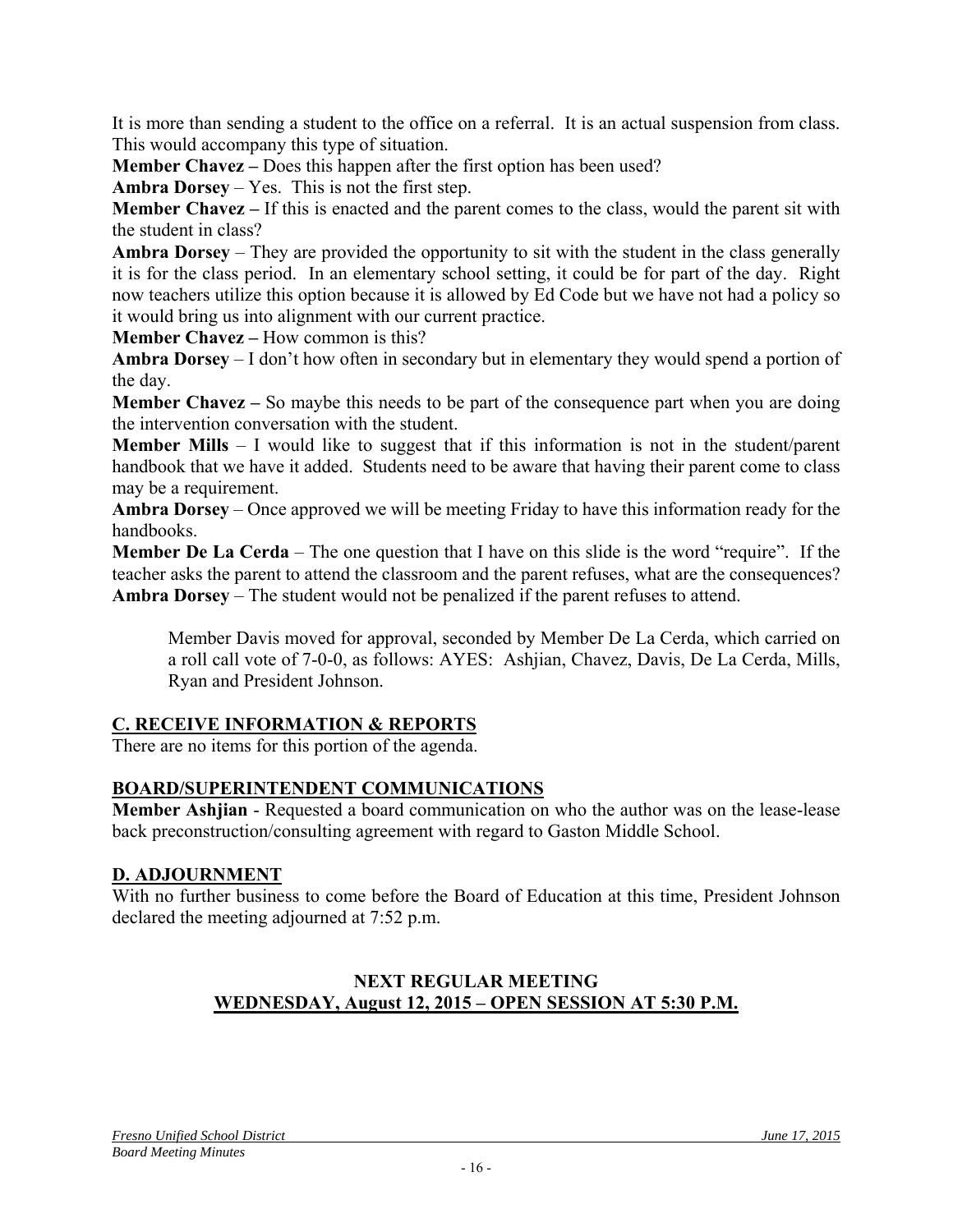It is more than sending a student to the office on a referral. It is an actual suspension from class. This would accompany this type of situation.

**Member Chavez –** Does this happen after the first option has been used?

**Ambra Dorsey** – Yes. This is not the first step.

**Member Chavez –** If this is enacted and the parent comes to the class, would the parent sit with the student in class?

**Ambra Dorsey** – They are provided the opportunity to sit with the student in the class generally it is for the class period. In an elementary school setting, it could be for part of the day. Right now teachers utilize this option because it is allowed by Ed Code but we have not had a policy so it would bring us into alignment with our current practice.

**Member Chavez –** How common is this?

**Ambra Dorsey** – I don't how often in secondary but in elementary they would spend a portion of the day.

**Member Chavez –** So maybe this needs to be part of the consequence part when you are doing the intervention conversation with the student.

**Member Mills** – I would like to suggest that if this information is not in the student/parent handbook that we have it added. Students need to be aware that having their parent come to class may be a requirement.

**Ambra Dorsey** – Once approved we will be meeting Friday to have this information ready for the handbooks.

**Member De La Cerda** – The one question that I have on this slide is the word "require". If the teacher asks the parent to attend the classroom and the parent refuses, what are the consequences?

**Ambra Dorsey** – The student would not be penalized if the parent refuses to attend.

> Member Davis moved for approval, seconded by Member De La Cerda, which carried on a roll call vote of 7-0-0, as follows: AYES: Ashjian, Chavez, Davis, De La Cerda, Mills, Ryan and President Johnson.

## C. RECEIVE INFORMATION & REPORTS

There are no items for this portion of the agenda.

## BOARD/SUPERINTENDENT COMMUNICATIONS

**Member Ashjian** - Requested a board communication on who the author was on the lease-lease back preconstruction/consulting agreement with regard to Gaston Middle School.

## D. ADJOURNMENT

With no further business to come before the Board of Education at this time, President Johnson declared the meeting adjourned at 7:52 p.m.

**NEXT REGULAR MEETING**

**WEDNESDAY, August 12, 2015 – OPEN SESSION AT 5:30 P.M.**